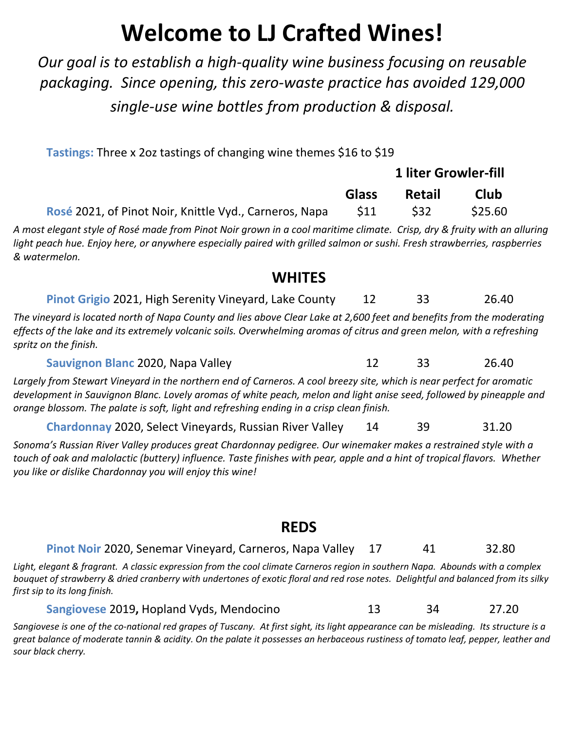# Welcome to LJ Crafted Wines!

*Our goal is to establish a high-quality wine business focusing on reusable packaging. Since opening, this zero-waste practice has avoided 129,000 single-use wine bottles from production & disposal.*

**Tastings:** Three x 2oz tastings of changing wine themes $16 to $19

| | | 1 liter Growler-fill | |
|---|---|---|---|
| | **Glass** | **Retail** | **Club** |
| **Rosé** 2021, of Pinot Noir, Knittle Vyd., Carneros, Napa | $11 | $32 | $25.60 |

*A most elegant style of Rosé made from Pinot Noir grown in a cool maritime climate. Crisp, dry & fruity with an alluring light peach hue. Enjoy here, or anywhere especially paired with grilled salmon or sushi. Fresh strawberries, raspberries & watermelon.*

## WHITES

| | Glass | Retail | Club |
|---|---|---|---|
| **Pinot Grigio** 2021, High Serenity Vineyard, Lake County | 12 | 33 | 26.40 |

*The vineyard is located north of Napa County and lies above Clear Lake at 2,600 feet and benefits from the moderating effects of the lake and its extremely volcanic soils. Overwhelming aromas of citrus and green melon, with a refreshing spritz on the finish.*

| | Glass | Retail | Club |
|---|---|---|---|
| **Sauvignon Blanc** 2020, Napa Valley | 12 | 33 | 26.40 |

*Largely from Stewart Vineyard in the northern end of Carneros. A cool breezy site, which is near perfect for aromatic development in Sauvignon Blanc. Lovely aromas of white peach, melon and light anise seed, followed by pineapple and orange blossom. The palate is soft, light and refreshing ending in a crisp clean finish.*

| | Glass | Retail | Club |
|---|---|---|---|
| **Chardonnay** 2020, Select Vineyards, Russian River Valley | 14 | 39 | 31.20 |

*Sonoma's Russian River Valley produces great Chardonnay pedigree. Our winemaker makes a restrained style with a touch of oak and malolactic (buttery) influence. Taste finishes with pear, apple and a hint of tropical flavors. Whether you like or dislike Chardonnay you will enjoy this wine!*

## REDS

| | Glass | Retail | Club |
|---|---|---|---|
| **Pinot Noir** 2020, Senemar Vineyard, Carneros, Napa Valley | 17 | 41 | 32.80 |

*Light, elegant & fragrant. A classic expression from the cool climate Carneros region in southern Napa. Abounds with a complex bouquet of strawberry & dried cranberry with undertones of exotic floral and red rose notes. Delightful and balanced from its silky first sip to its long finish.*

| | Glass | Retail | Club |
|---|---|---|---|
| **Sangiovese** 2019**,** Hopland Vyds, Mendocino | 13 | 34 | 27.20 |

*Sangiovese is one of the co-national red grapes of Tuscany. At first sight, its light appearance can be misleading. Its structure is a great balance of moderate tannin & acidity. On the palate it possesses an herbaceous rustiness of tomato leaf, pepper, leather and sour black cherry.*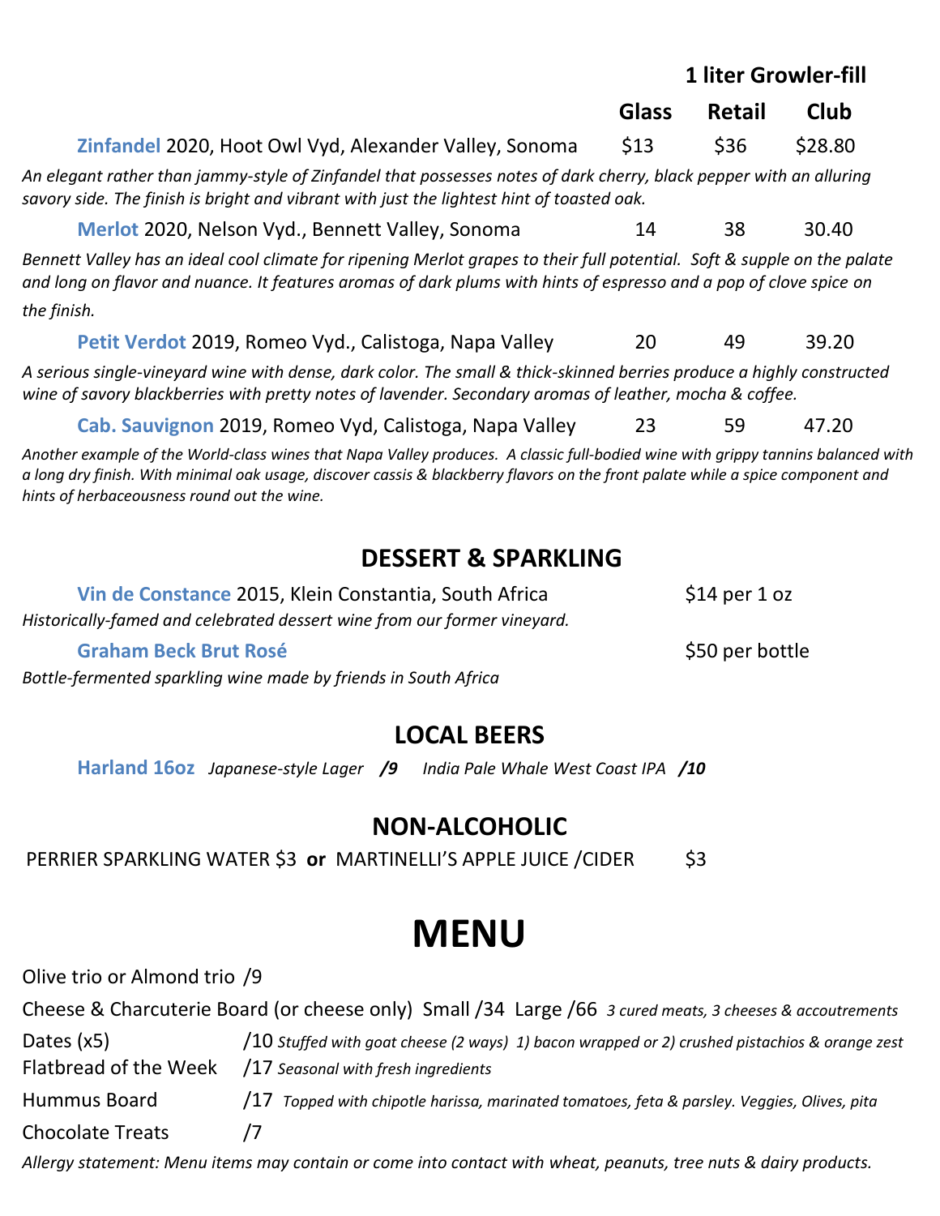| | Glass | 1 liter Growler-fill Retail | Club |
|---|---|---|---|
| **Zinfandel** 2020, Hoot Owl Vyd, Alexander Valley, Sonoma | $13 | $36 | $28.80 |

*An elegant rather than jammy-style of Zinfandel that possesses notes of dark cherry, black pepper with an alluring savory side. The finish is bright and vibrant with just the lightest hint of toasted oak.*

| | Glass | Retail | Club |
|---|---|---|---|
| **Merlot** 2020, Nelson Vyd., Bennett Valley, Sonoma | 14 | 38 | 30.40 |

*Bennett Valley has an ideal cool climate for ripening Merlot grapes to their full potential. Soft & supple on the palate and long on flavor and nuance. It features aromas of dark plums with hints of espresso and a pop of clove spice on the finish.*

| | Glass | Retail | Club |
|---|---|---|---|
| **Petit Verdot** 2019, Romeo Vyd., Calistoga, Napa Valley | 20 | 49 | 39.20 |

*A serious single-vineyard wine with dense, dark color. The small & thick-skinned berries produce a highly constructed wine of savory blackberries with pretty notes of lavender. Secondary aromas of leather, mocha & coffee.*

| | Glass | Retail | Club |
|---|---|---|---|
| **Cab. Sauvignon** 2019, Romeo Vyd, Calistoga, Napa Valley | 23 | 59 | 47.20 |

*Another example of the World-class wines that Napa Valley produces. A classic full-bodied wine with grippy tannins balanced with a long dry finish. With minimal oak usage, discover cassis & blackberry flavors on the front palate while a spice component and hints of herbaceousness round out the wine.*

## DESSERT & SPARKLING

**Vin de Constance** 2015, Klein Constantia, South Africa — $14 per 1 oz

*Historically-famed and celebrated dessert wine from our former vineyard.*

**Graham Beck Brut Rosé** — $50 per bottle

*Bottle-fermented sparkling wine made by friends in South Africa*

## LOCAL BEERS

**Harland 16oz** *Japanese-style Lager* ***/9*** *India Pale Whale West Coast IPA* ***/10***

## NON-ALCOHOLIC

PERRIER SPARKLING WATER $3 **or** MARTINELLI'S APPLE JUICE /CIDER $3

# MENU

Olive trio or Almond trio /9

Cheese & Charcuterie Board (or cheese only) Small /34 Large /66 *3 cured meats, 3 cheeses & accoutrements*

Dates (x5) /10 *Stuffed with goat cheese (2 ways) 1) bacon wrapped or 2) crushed pistachios & orange zest*

Flatbread of the Week /17 *Seasonal with fresh ingredients*

Hummus Board /17 *Topped with chipotle harissa, marinated tomatoes, feta & parsley. Veggies, Olives, pita*

Chocolate Treats /7

*Allergy statement: Menu items may contain or come into contact with wheat, peanuts, tree nuts & dairy products.*